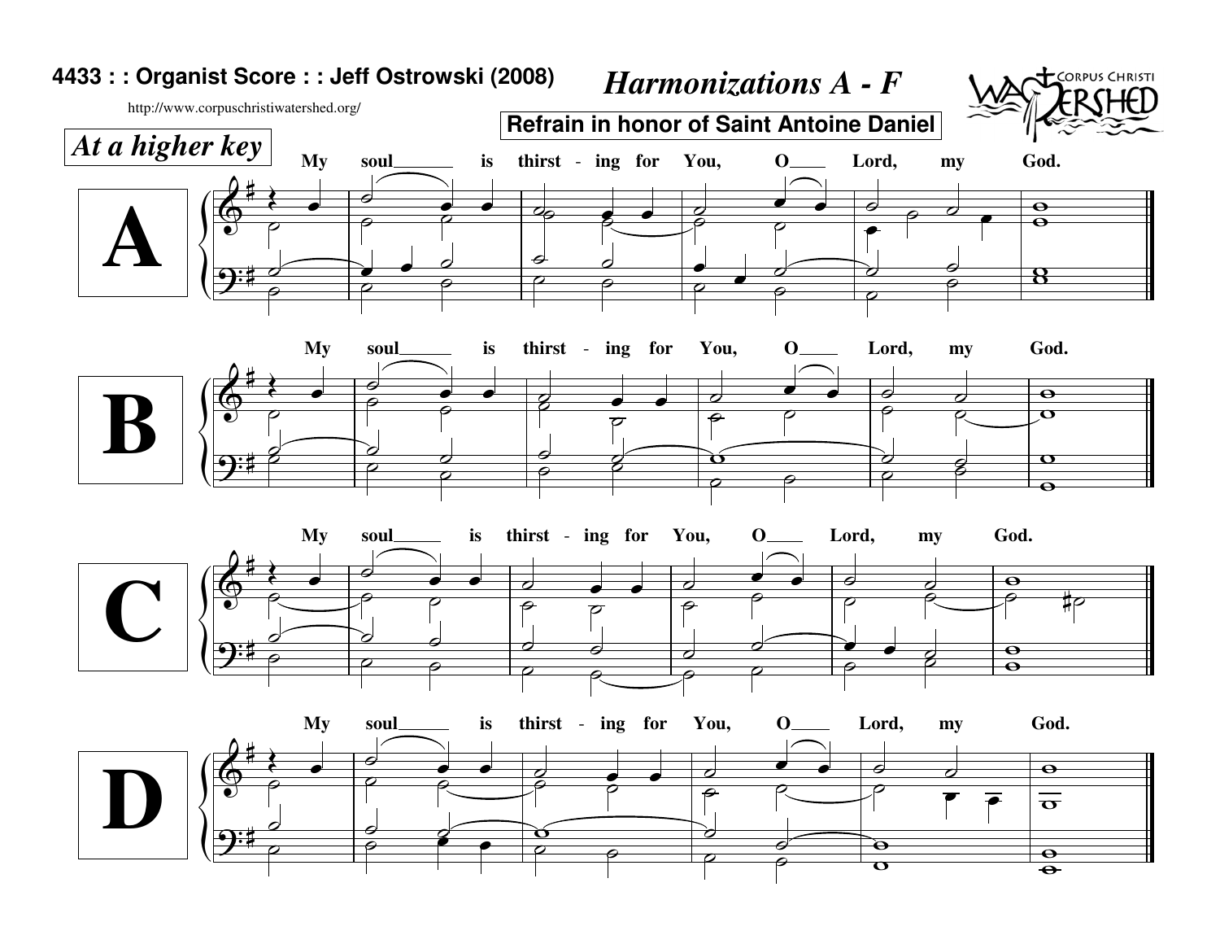**4433 : : Organist Score : : Jeff Ostrowski (2008)**

http://www.corpuschristiwatershed.org/

# *Harmonizations A - F*

**Refrain in honor of Saint Antoine Daniel**

*At a higher key*

## A

My soul\_\_\_\_\_\_ is thirst - ing for You, O\_\_\_\_ Lord, my God.

## B

My soul\_\_\_\_\_\_ is thirst - ing for You, O\_\_\_\_ Lord, my God.

## C

My soul\_\_\_\_\_ is thirst - ing for You, O\_\_\_\_ Lord, my God.

## D

My soul\_\_\_\_\_\_ is thirst - ing for You, O\_\_\_\_ Lord, my God.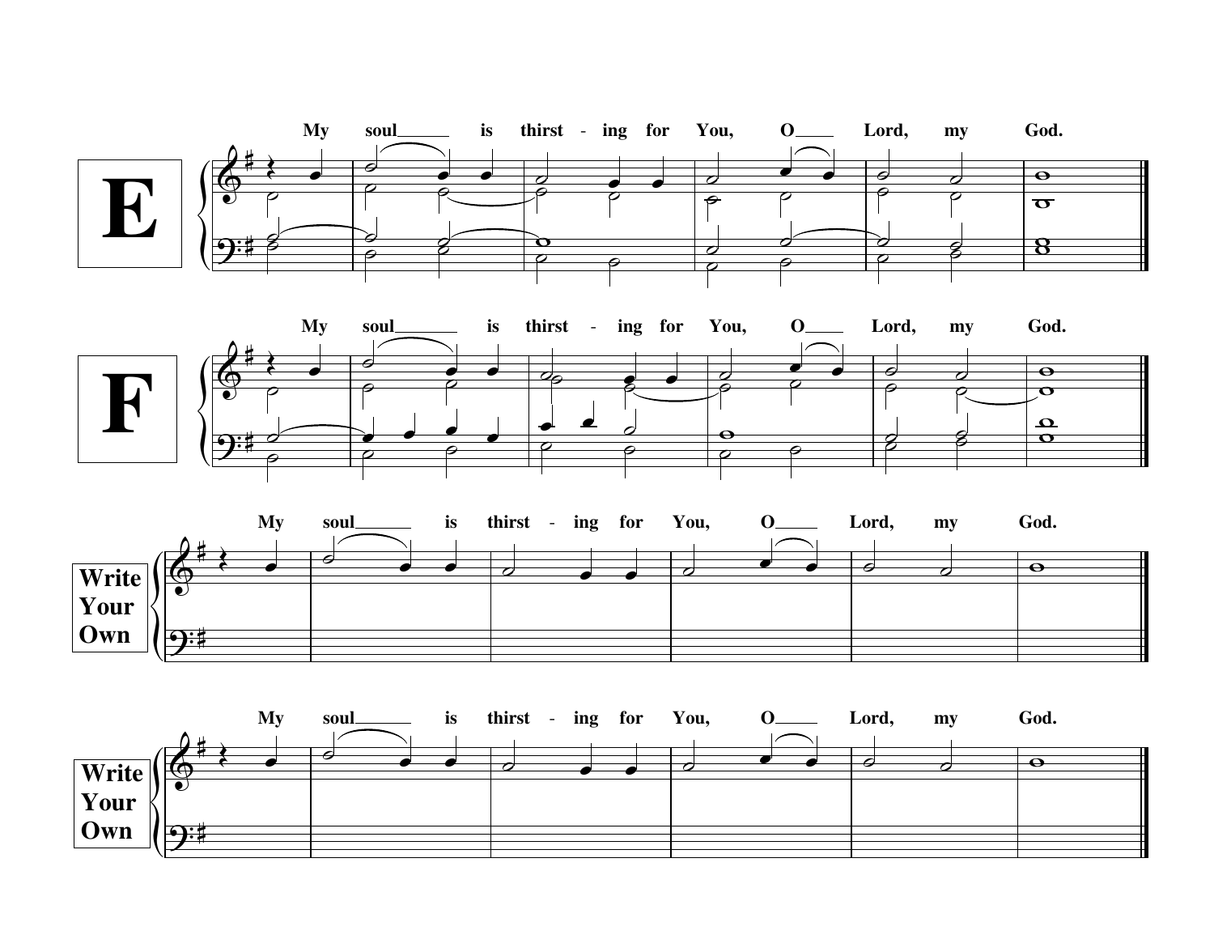**E**

My soul___ is thirst - ing for You, O___ Lord, my God.

**F**

My soul___ is thirst - ing for You, O___ Lord, my God.

**Write Your Own**

My soul___ is thirst - ing for You, O___ Lord, my God.

**Write Your Own**

My soul___ is thirst - ing for You, O___ Lord, my God.